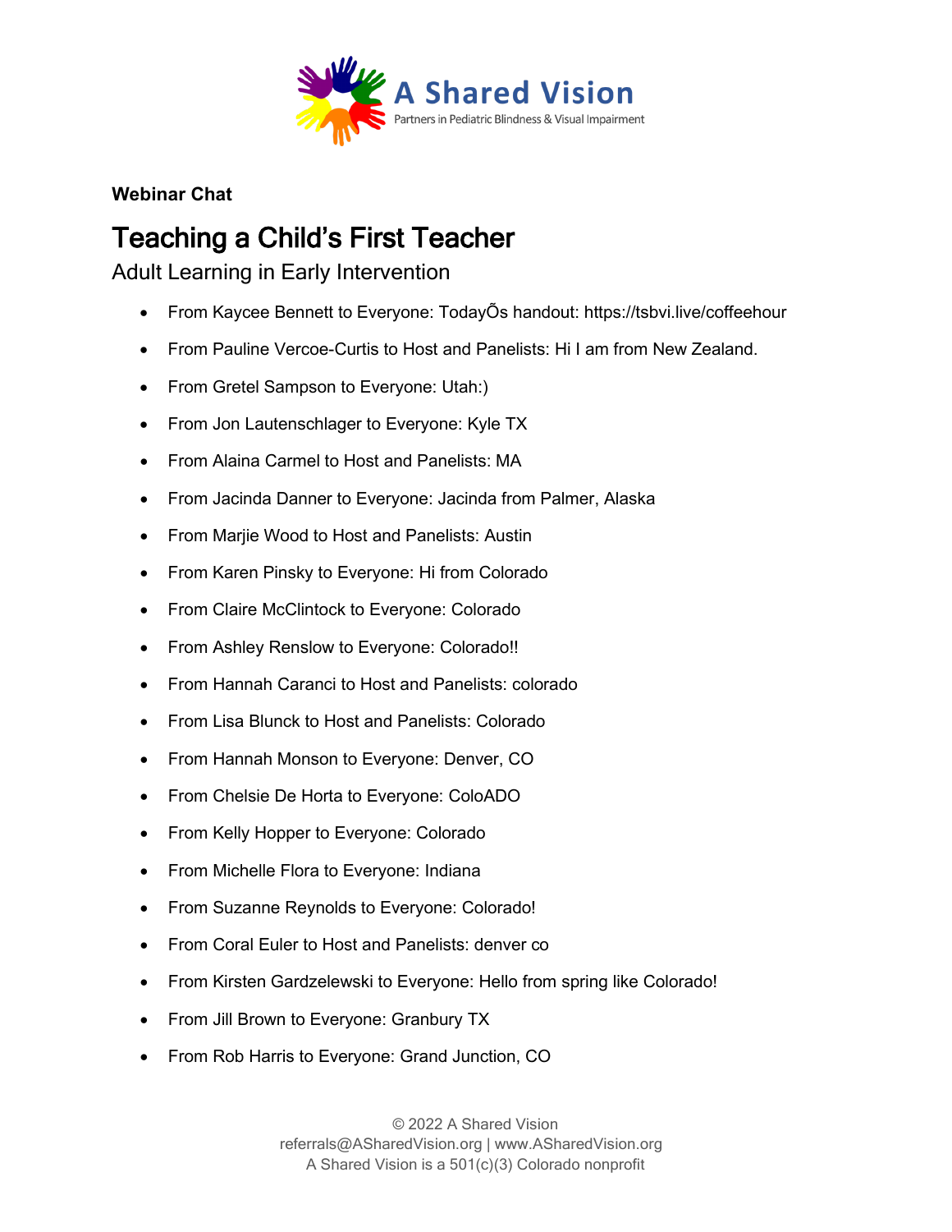A Shared Vision

Partners in Pediatric Blindness & Visual Impairment

**Webinar Chat**

# Teaching a Child's First Teacher

## Adult Learning in Early Intervention

- From Kaycee Bennett to Everyone: TodayÕs handout: https://tsbvi.live/coffeehour
- From Pauline Vercoe-Curtis to Host and Panelists: Hi I am from New Zealand.
- From Gretel Sampson to Everyone: Utah:)
- From Jon Lautenschlager to Everyone: Kyle TX
- From Alaina Carmel to Host and Panelists: MA
- From Jacinda Danner to Everyone: Jacinda from Palmer, Alaska
- From Marjie Wood to Host and Panelists: Austin
- From Karen Pinsky to Everyone: Hi from Colorado
- From Claire McClintock to Everyone: Colorado
- From Ashley Renslow to Everyone: Colorado!!
- From Hannah Caranci to Host and Panelists: colorado
- From Lisa Blunck to Host and Panelists: Colorado
- From Hannah Monson to Everyone: Denver, CO
- From Chelsie De Horta to Everyone: ColoADO
- From Kelly Hopper to Everyone: Colorado
- From Michelle Flora to Everyone: Indiana
- From Suzanne Reynolds to Everyone: Colorado!
- From Coral Euler to Host and Panelists: denver co
- From Kirsten Gardzelewski to Everyone: Hello from spring like Colorado!
- From Jill Brown to Everyone: Granbury TX
- From Rob Harris to Everyone: Grand Junction, CO

© 2022 A Shared Vision
referrals@ASharedVision.org | www.ASharedVision.org
A Shared Vision is a 501(c)(3) Colorado nonprofit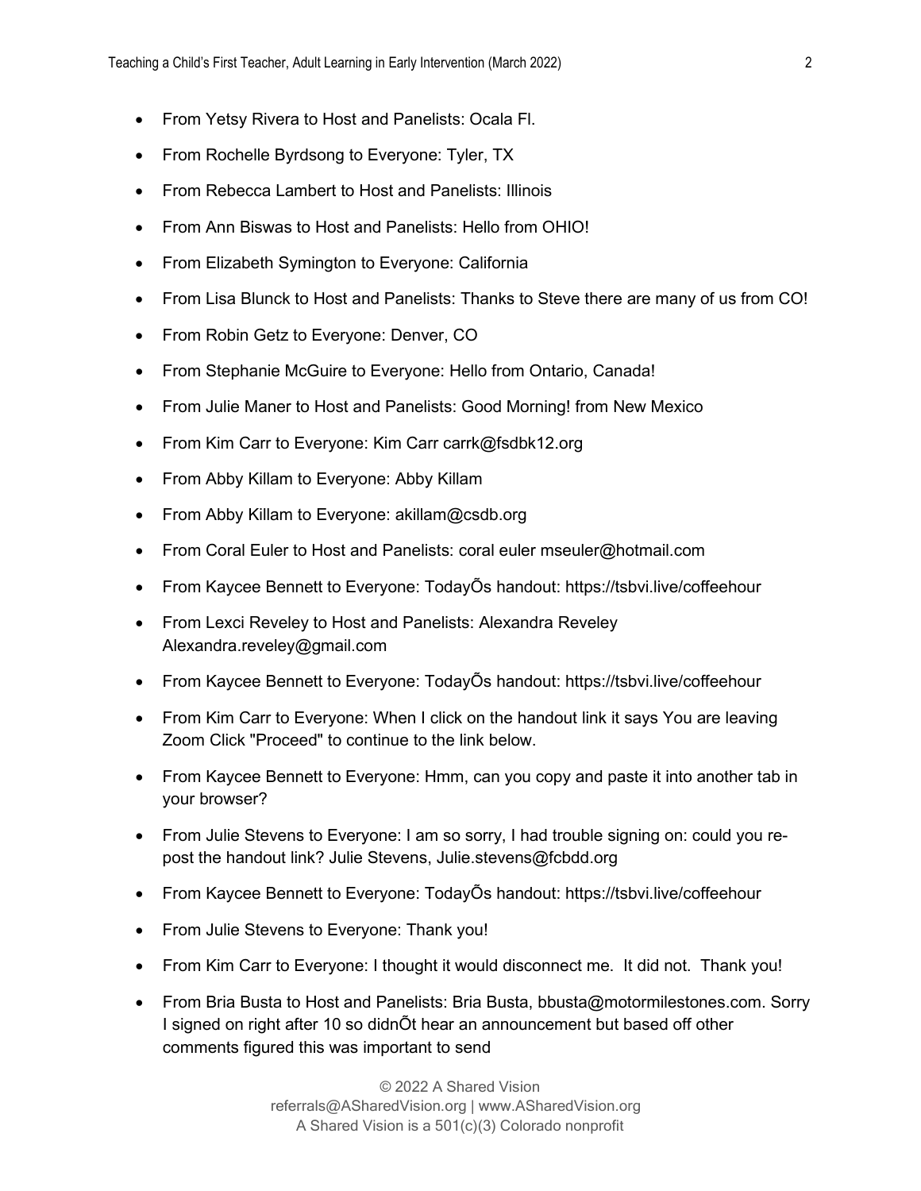- From Yetsy Rivera to Host and Panelists: Ocala Fl.
- From Rochelle Byrdsong to Everyone: Tyler, TX
- From Rebecca Lambert to Host and Panelists: Illinois
- From Ann Biswas to Host and Panelists: Hello from OHIO!
- From Elizabeth Symington to Everyone: California
- From Lisa Blunck to Host and Panelists: Thanks to Steve there are many of us from CO!
- From Robin Getz to Everyone: Denver, CO
- From Stephanie McGuire to Everyone: Hello from Ontario, Canada!
- From Julie Maner to Host and Panelists: Good Morning! from New Mexico
- From Kim Carr to Everyone: Kim Carr carrk@fsdbk12.org
- From Abby Killam to Everyone: Abby Killam
- From Abby Killam to Everyone: akillam@csdb.org
- From Coral Euler to Host and Panelists: coral euler mseuler@hotmail.com
- From Kaycee Bennett to Everyone: TodayÕs handout: https://tsbvi.live/coffeehour
- From Lexci Reveley to Host and Panelists: Alexandra Reveley Alexandra.reveley@gmail.com
- From Kaycee Bennett to Everyone: TodayÕs handout: https://tsbvi.live/coffeehour
- From Kim Carr to Everyone: When I click on the handout link it says You are leaving Zoom Click "Proceed" to continue to the link below.
- From Kaycee Bennett to Everyone: Hmm, can you copy and paste it into another tab in your browser?
- From Julie Stevens to Everyone: I am so sorry, I had trouble signing on: could you re-post the handout link? Julie Stevens, Julie.stevens@fcbdd.org
- From Kaycee Bennett to Everyone: TodayÕs handout: https://tsbvi.live/coffeehour
- From Julie Stevens to Everyone: Thank you!
- From Kim Carr to Everyone: I thought it would disconnect me. It did not. Thank you!
- From Bria Busta to Host and Panelists: Bria Busta, bbusta@motormilestones.com. Sorry I signed on right after 10 so didnÕt hear an announcement but based off other comments figured this was important to send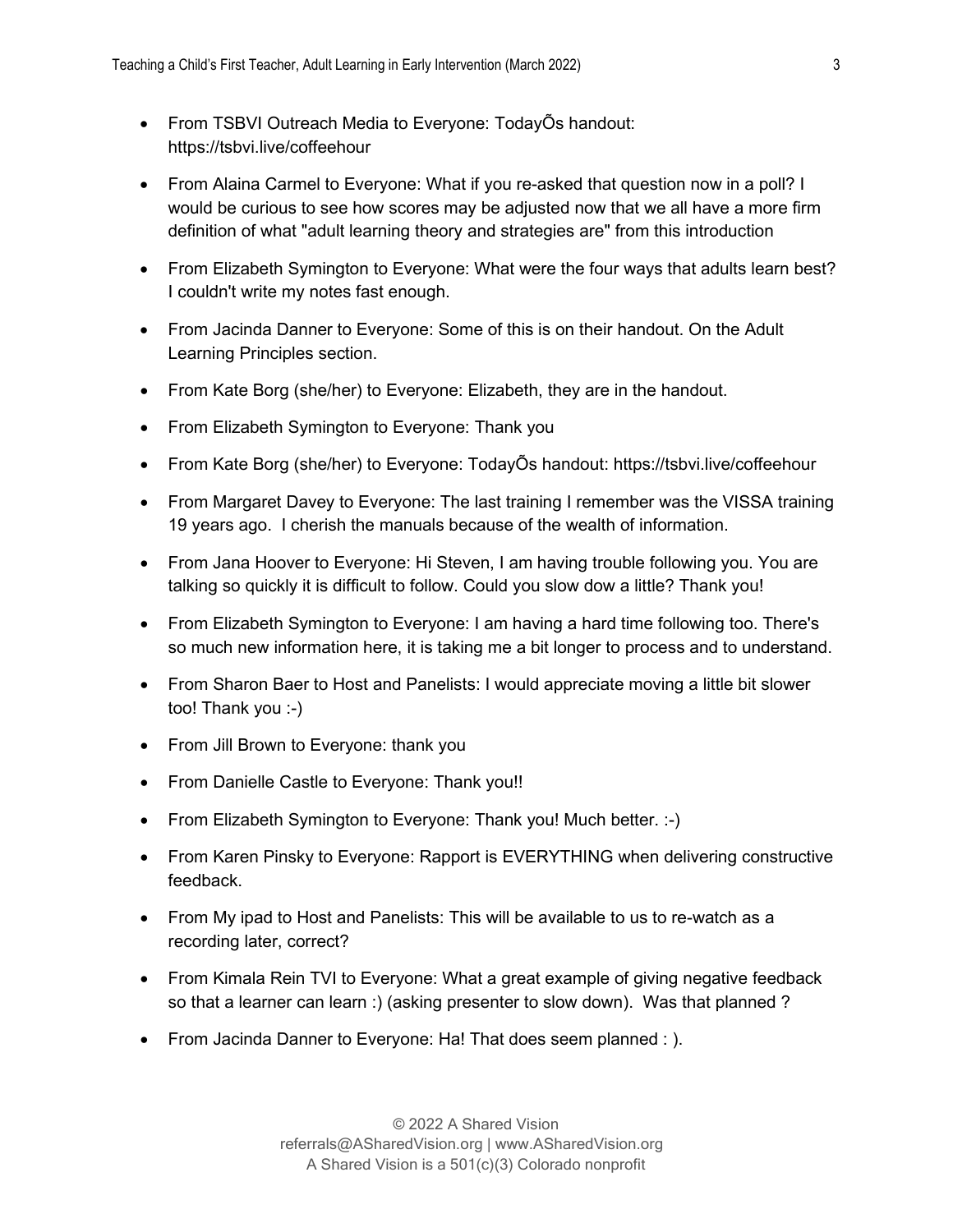- From TSBVI Outreach Media to Everyone: TodayÕs handout: https://tsbvi.live/coffeehour
- From Alaina Carmel to Everyone: What if you re-asked that question now in a poll? I would be curious to see how scores may be adjusted now that we all have a more firm definition of what "adult learning theory and strategies are" from this introduction
- From Elizabeth Symington to Everyone: What were the four ways that adults learn best? I couldn't write my notes fast enough.
- From Jacinda Danner to Everyone: Some of this is on their handout. On the Adult Learning Principles section.
- From Kate Borg (she/her) to Everyone: Elizabeth, they are in the handout.
- From Elizabeth Symington to Everyone: Thank you
- From Kate Borg (she/her) to Everyone: TodayÕs handout: https://tsbvi.live/coffeehour
- From Margaret Davey to Everyone: The last training I remember was the VISSA training 19 years ago. I cherish the manuals because of the wealth of information.
- From Jana Hoover to Everyone: Hi Steven, I am having trouble following you. You are talking so quickly it is difficult to follow. Could you slow dow a little? Thank you!
- From Elizabeth Symington to Everyone: I am having a hard time following too. There's so much new information here, it is taking me a bit longer to process and to understand.
- From Sharon Baer to Host and Panelists: I would appreciate moving a little bit slower too! Thank you :-)
- From Jill Brown to Everyone: thank you
- From Danielle Castle to Everyone: Thank you!!
- From Elizabeth Symington to Everyone: Thank you! Much better. :-)
- From Karen Pinsky to Everyone: Rapport is EVERYTHING when delivering constructive feedback.
- From My ipad to Host and Panelists: This will be available to us to re-watch as a recording later, correct?
- From Kimala Rein TVI to Everyone: What a great example of giving negative feedback so that a learner can learn :) (asking presenter to slow down). Was that planned ?
- From Jacinda Danner to Everyone: Ha! That does seem planned : ).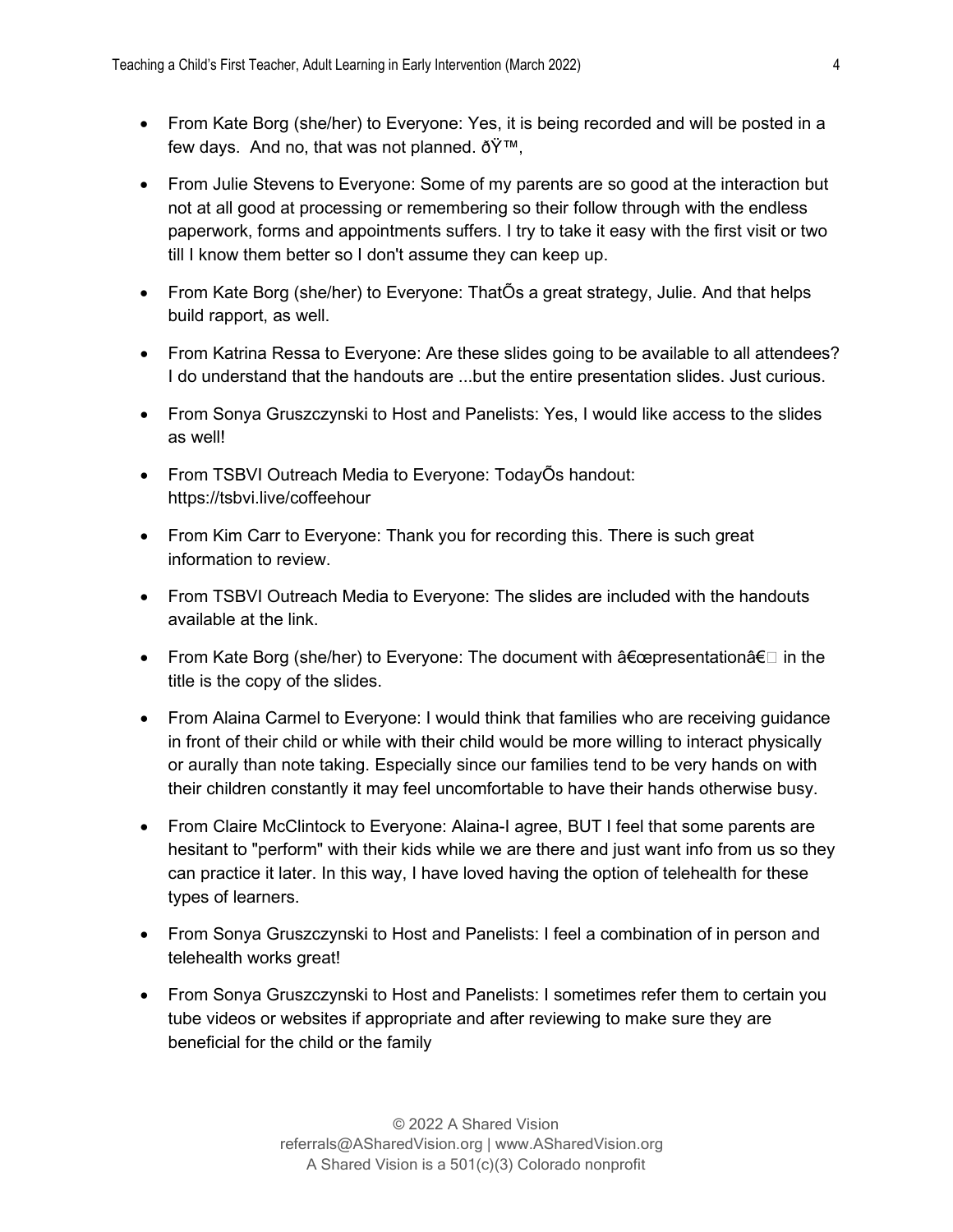- From Kate Borg (she/her) to Everyone: Yes, it is being recorded and will be posted in a few days.  And no, that was not planned. ðŸ™,
- From Julie Stevens to Everyone: Some of my parents are so good at the interaction but not at all good at processing or remembering so their follow through with the endless paperwork, forms and appointments suffers. I try to take it easy with the first visit or two till I know them better so I don't assume they can keep up.
- From Kate Borg (she/her) to Everyone: ThatÕs a great strategy, Julie. And that helps build rapport, as well.
- From Katrina Ressa to Everyone: Are these slides going to be available to all attendees? I do understand that the handouts are ...but the entire presentation slides. Just curious.
- From Sonya Gruszczynski to Host and Panelists: Yes, I would like access to the slides as well!
- From TSBVI Outreach Media to Everyone: TodayÕs handout: https://tsbvi.live/coffeehour
- From Kim Carr to Everyone: Thank you for recording this. There is such great information to review.
- From TSBVI Outreach Media to Everyone: The slides are included with the handouts available at the link.
- From Kate Borg (she/her) to Everyone: The document with â€œpresentationâ€ in the title is the copy of the slides.
- From Alaina Carmel to Everyone: I would think that families who are receiving guidance in front of their child or while with their child would be more willing to interact physically or aurally than note taking. Especially since our families tend to be very hands on with their children constantly it may feel uncomfortable to have their hands otherwise busy.
- From Claire McClintock to Everyone: Alaina-I agree, BUT I feel that some parents are hesitant to "perform" with their kids while we are there and just want info from us so they can practice it later. In this way, I have loved having the option of telehealth for these types of learners.
- From Sonya Gruszczynski to Host and Panelists: I feel a combination of in person and telehealth works great!
- From Sonya Gruszczynski to Host and Panelists: I sometimes refer them to certain you tube videos or websites if appropriate and after reviewing to make sure they are beneficial for the child or the family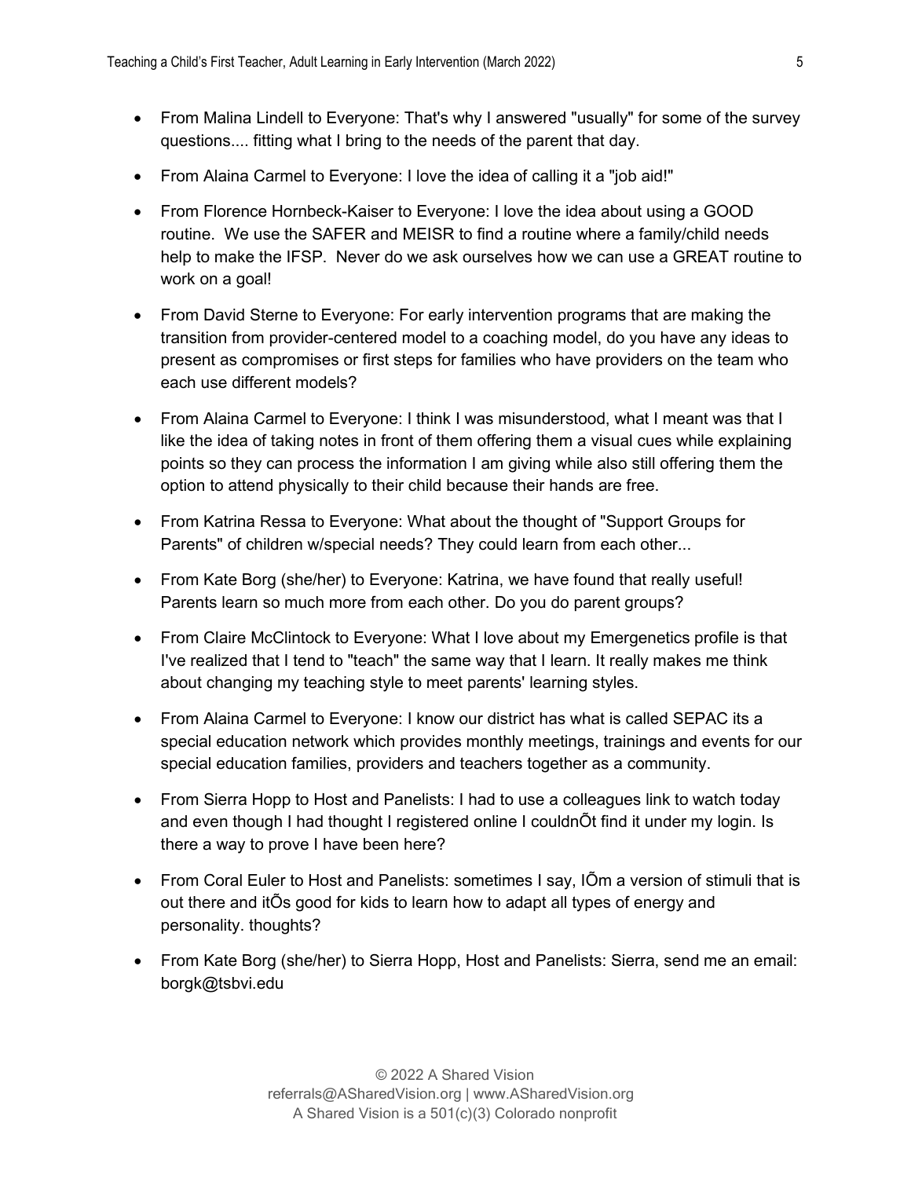- From Malina Lindell to Everyone: That's why I answered "usually" for some of the survey questions.... fitting what I bring to the needs of the parent that day.
- From Alaina Carmel to Everyone: I love the idea of calling it a "job aid!"
- From Florence Hornbeck-Kaiser to Everyone: I love the idea about using a GOOD routine. We use the SAFER and MEISR to find a routine where a family/child needs help to make the IFSP. Never do we ask ourselves how we can use a GREAT routine to work on a goal!
- From David Sterne to Everyone: For early intervention programs that are making the transition from provider-centered model to a coaching model, do you have any ideas to present as compromises or first steps for families who have providers on the team who each use different models?
- From Alaina Carmel to Everyone: I think I was misunderstood, what I meant was that I like the idea of taking notes in front of them offering them a visual cues while explaining points so they can process the information I am giving while also still offering them the option to attend physically to their child because their hands are free.
- From Katrina Ressa to Everyone: What about the thought of "Support Groups for Parents" of children w/special needs? They could learn from each other...
- From Kate Borg (she/her) to Everyone: Katrina, we have found that really useful! Parents learn so much more from each other. Do you do parent groups?
- From Claire McClintock to Everyone: What I love about my Emergenetics profile is that I've realized that I tend to "teach" the same way that I learn. It really makes me think about changing my teaching style to meet parents' learning styles.
- From Alaina Carmel to Everyone: I know our district has what is called SEPAC its a special education network which provides monthly meetings, trainings and events for our special education families, providers and teachers together as a community.
- From Sierra Hopp to Host and Panelists: I had to use a colleagues link to watch today and even though I had thought I registered online I couldnÕt find it under my login. Is there a way to prove I have been here?
- From Coral Euler to Host and Panelists: sometimes I say, IÕm a version of stimuli that is out there and itÕs good for kids to learn how to adapt all types of energy and personality. thoughts?
- From Kate Borg (she/her) to Sierra Hopp, Host and Panelists: Sierra, send me an email: borgk@tsbvi.edu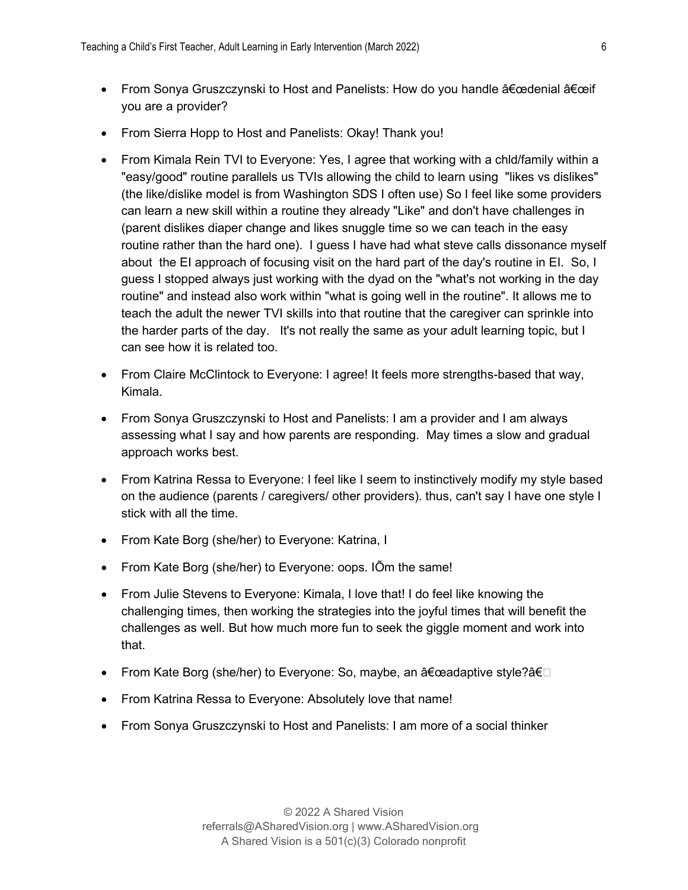- From Sonya Gruszczynski to Host and Panelists: How do you handle â€œdenial â€œif you are a provider?
- From Sierra Hopp to Host and Panelists: Okay! Thank you!
- From Kimala Rein TVI to Everyone: Yes, I agree that working with a chld/family within a "easy/good" routine parallels us TVIs allowing the child to learn using "likes vs dislikes" (the like/dislike model is from Washington SDS I often use) So I feel like some providers can learn a new skill within a routine they already "Like" and don't have challenges in (parent dislikes diaper change and likes snuggle time so we can teach in the easy routine rather than the hard one). I guess I have had what steve calls dissonance myself about the EI approach of focusing visit on the hard part of the day's routine in EI. So, I guess I stopped always just working with the dyad on the "what's not working in the day routine" and instead also work within "what is going well in the routine". It allows me to teach the adult the newer TVI skills into that routine that the caregiver can sprinkle into the harder parts of the day. It's not really the same as your adult learning topic, but I can see how it is related too.
- From Claire McClintock to Everyone: I agree! It feels more strengths-based that way, Kimala.
- From Sonya Gruszczynski to Host and Panelists: I am a provider and I am always assessing what I say and how parents are responding. May times a slow and gradual approach works best.
- From Katrina Ressa to Everyone: I feel like I seem to instinctively modify my style based on the audience (parents / caregivers/ other providers). thus, can't say I have one style I stick with all the time.
- From Kate Borg (she/her) to Everyone: Katrina, I
- From Kate Borg (she/her) to Everyone: oops. IÕm the same!
- From Julie Stevens to Everyone: Kimala, I love that! I do feel like knowing the challenging times, then working the strategies into the joyful times that will benefit the challenges as well. But how much more fun to seek the giggle moment and work into that.
- From Kate Borg (she/her) to Everyone: So, maybe, an â€œadaptive style?â€
- From Katrina Ressa to Everyone: Absolutely love that name!
- From Sonya Gruszczynski to Host and Panelists: I am more of a social thinker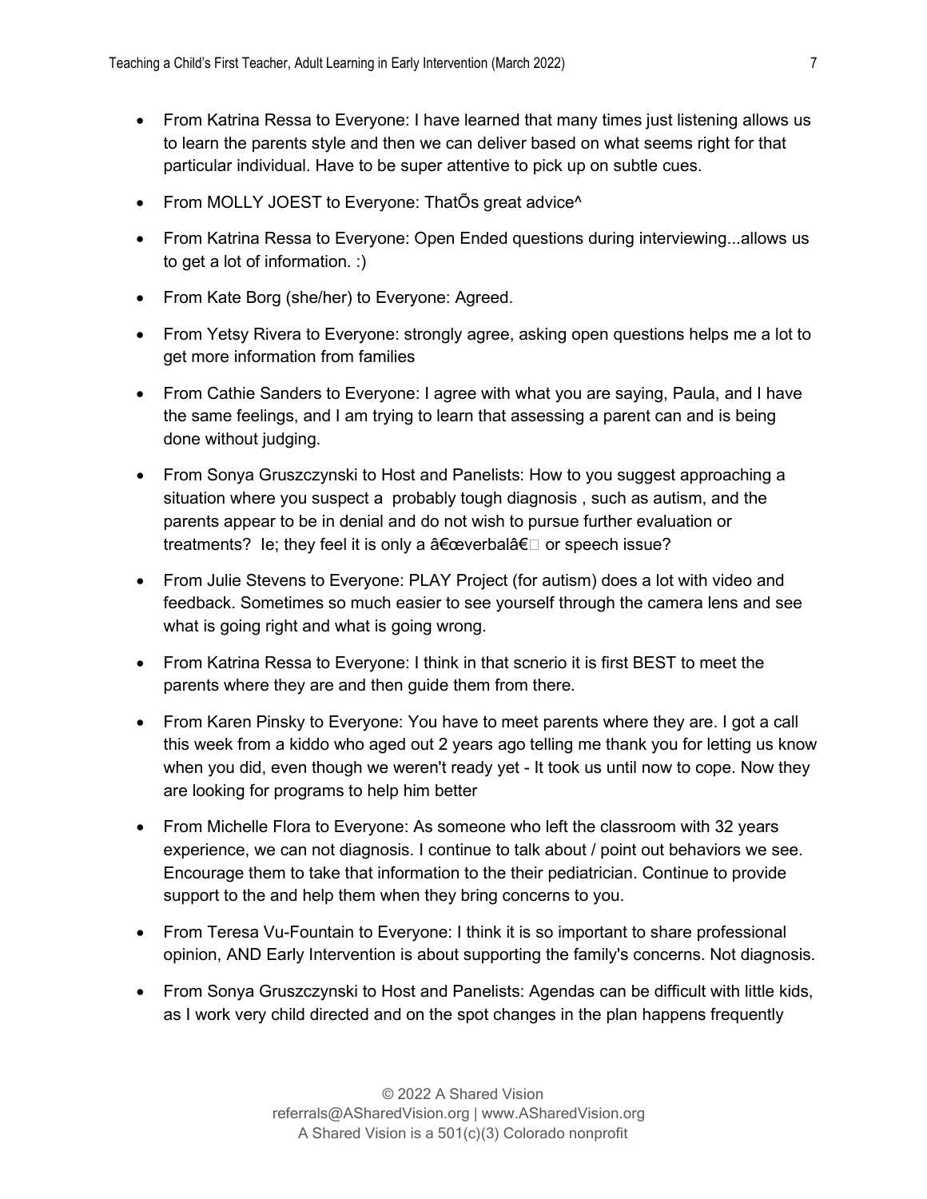- From Katrina Ressa to Everyone: I have learned that many times just listening allows us to learn the parents style and then we can deliver based on what seems right for that particular individual. Have to be super attentive to pick up on subtle cues.
- From MOLLY JOEST to Everyone: ThatÕs great advice^
- From Katrina Ressa to Everyone: Open Ended questions during interviewing...allows us to get a lot of information. :)
- From Kate Borg (she/her) to Everyone: Agreed.
- From Yetsy Rivera to Everyone: strongly agree, asking open questions helps me a lot to get more information from families
- From Cathie Sanders to Everyone: I agree with what you are saying, Paula, and I have the same feelings, and I am trying to learn that assessing a parent can and is being done without judging.
- From Sonya Gruszczynski to Host and Panelists: How to you suggest approaching a situation where you suspect a probably tough diagnosis , such as autism, and the parents appear to be in denial and do not wish to pursue further evaluation or treatments? Ie; they feel it is only a â€œverbalâ€� or speech issue?
- From Julie Stevens to Everyone: PLAY Project (for autism) does a lot with video and feedback. Sometimes so much easier to see yourself through the camera lens and see what is going right and what is going wrong.
- From Katrina Ressa to Everyone: I think in that scnerio it is first BEST to meet the parents where they are and then guide them from there.
- From Karen Pinsky to Everyone: You have to meet parents where they are. I got a call this week from a kiddo who aged out 2 years ago telling me thank you for letting us know when you did, even though we weren't ready yet - It took us until now to cope. Now they are looking for programs to help him better
- From Michelle Flora to Everyone: As someone who left the classroom with 32 years experience, we can not diagnosis. I continue to talk about / point out behaviors we see. Encourage them to take that information to the their pediatrician. Continue to provide support to the and help them when they bring concerns to you.
- From Teresa Vu-Fountain to Everyone: I think it is so important to share professional opinion, AND Early Intervention is about supporting the family's concerns. Not diagnosis.
- From Sonya Gruszczynski to Host and Panelists: Agendas can be difficult with little kids, as I work very child directed and on the spot changes in the plan happens frequently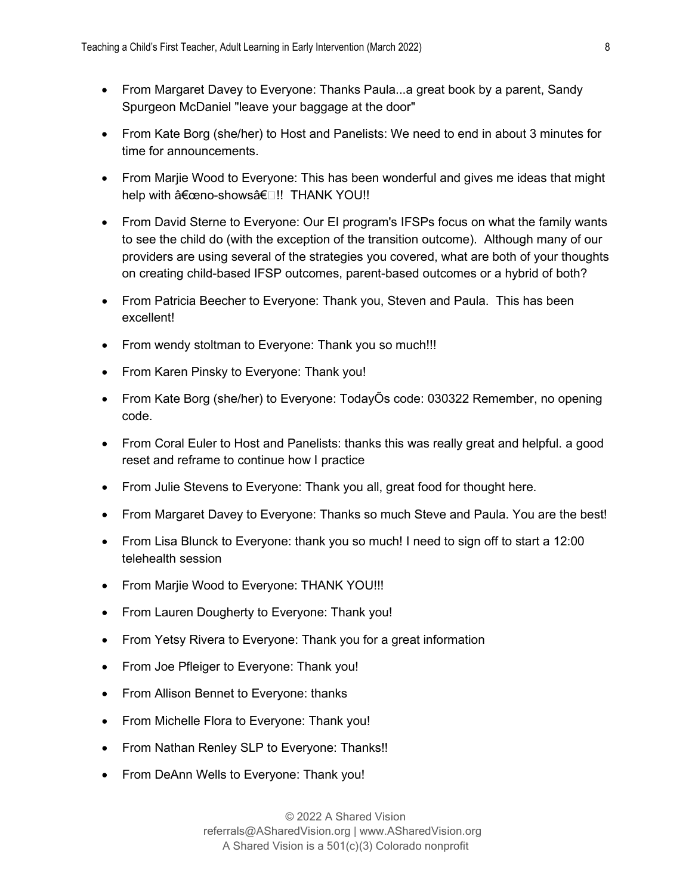- From Margaret Davey to Everyone: Thanks Paula...a great book by a parent, Sandy Spurgeon McDaniel "leave your baggage at the door"
- From Kate Borg (she/her) to Host and Panelists: We need to end in about 3 minutes for time for announcements.
- From Marjie Wood to Everyone: This has been wonderful and gives me ideas that might help with â€œno-showsâ€!! THANK YOU!!
- From David Sterne to Everyone: Our EI program's IFSPs focus on what the family wants to see the child do (with the exception of the transition outcome). Although many of our providers are using several of the strategies you covered, what are both of your thoughts on creating child-based IFSP outcomes, parent-based outcomes or a hybrid of both?
- From Patricia Beecher to Everyone: Thank you, Steven and Paula. This has been excellent!
- From wendy stoltman to Everyone: Thank you so much!!!
- From Karen Pinsky to Everyone: Thank you!
- From Kate Borg (she/her) to Everyone: TodayÕs code: 030322 Remember, no opening code.
- From Coral Euler to Host and Panelists: thanks this was really great and helpful. a good reset and reframe to continue how I practice
- From Julie Stevens to Everyone: Thank you all, great food for thought here.
- From Margaret Davey to Everyone: Thanks so much Steve and Paula. You are the best!
- From Lisa Blunck to Everyone: thank you so much! I need to sign off to start a 12:00 telehealth session
- From Marjie Wood to Everyone: THANK YOU!!!
- From Lauren Dougherty to Everyone: Thank you!
- From Yetsy Rivera to Everyone: Thank you for a great information
- From Joe Pfleiger to Everyone: Thank you!
- From Allison Bennet to Everyone: thanks
- From Michelle Flora to Everyone: Thank you!
- From Nathan Renley SLP to Everyone: Thanks!!
- From DeAnn Wells to Everyone: Thank you!

© 2022 A Shared Vision
referrals@ASharedVision.org | www.ASharedVision.org
A Shared Vision is a 501(c)(3) Colorado nonprofit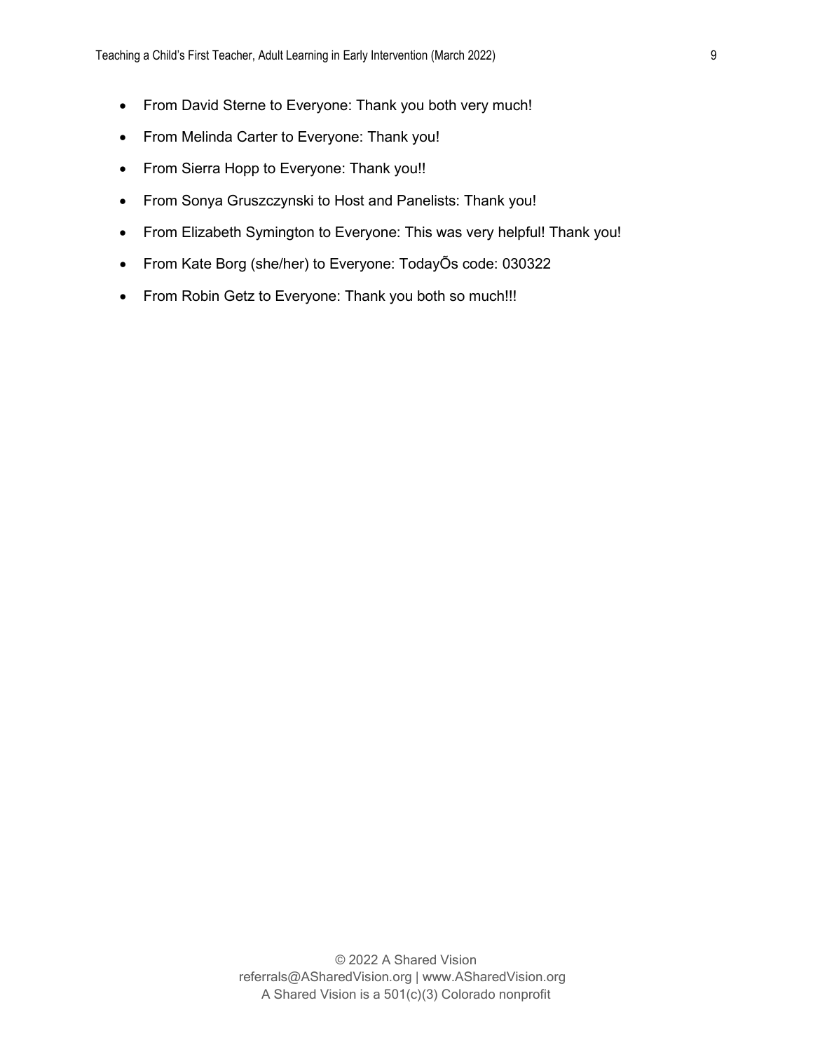- From David Sterne to Everyone: Thank you both very much!
- From Melinda Carter to Everyone: Thank you!
- From Sierra Hopp to Everyone: Thank you!!
- From Sonya Gruszczynski to Host and Panelists: Thank you!
- From Elizabeth Symington to Everyone: This was very helpful! Thank you!
- From Kate Borg (she/her) to Everyone: TodayÕs code: 030322
- From Robin Getz to Everyone: Thank you both so much!!!

© 2022 A Shared Vision
referrals@ASharedVision.org | www.ASharedVision.org
A Shared Vision is a 501(c)(3) Colorado nonprofit